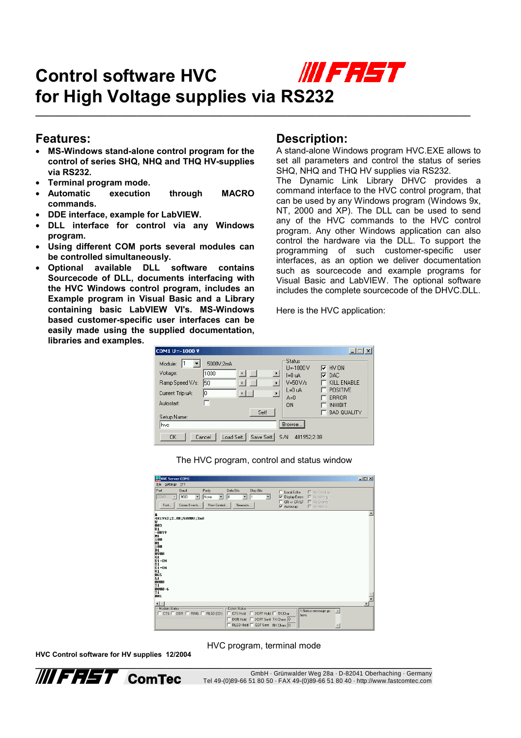# Control software HVC for High Voltage supplies via RS232

## Features:

- **MS-Windows stand-alone control program for the control of series SHQ, NHQ and THQ HV-supplies via RS232.**
- **Terminal program mode.**
- **Automatic execution through MACRO commands.**
- **DDE interface, example for LabVIEW.**
- **DLL interface for control via any Windows program.**
- **Using different COM ports several modules can be controlled simultaneously.**
- **Optional available DLL software contains Sourcecode of DLL, documents interfacing with the HVC Windows control program, includes an Example program in Visual Basic and a Library containing basic LabVIEW VI's. MS-Windows based customer-specific user interfaces can be easily made using the supplied documentation, libraries and examples.**

## Description:

A stand-alone Windows program HVC.EXE allows to set all parameters and control the status of series SHQ, NHQ and THQ HV supplies via RS232.

The Dynamic Link Library DHVC provides a command interface to the HVC control program, that can be used by any Windows program (Windows 9x, NT, 2000 and XP). The DLL can be used to send any of the HVC commands to the HVC control program. Any other Windows application can also control the hardware via the DLL. To support the programming of such customer-specific user interfaces, as an option we deliver documentation such as sourcecode and example programs for Visual Basic and LabVIEW. The optional software includes the complete sourcecode of the DHVC.DLL.

Here is the HVC application:

The HVC program, control and status window

HVC program, terminal mode

HVC Control software for HV supplies 12/2004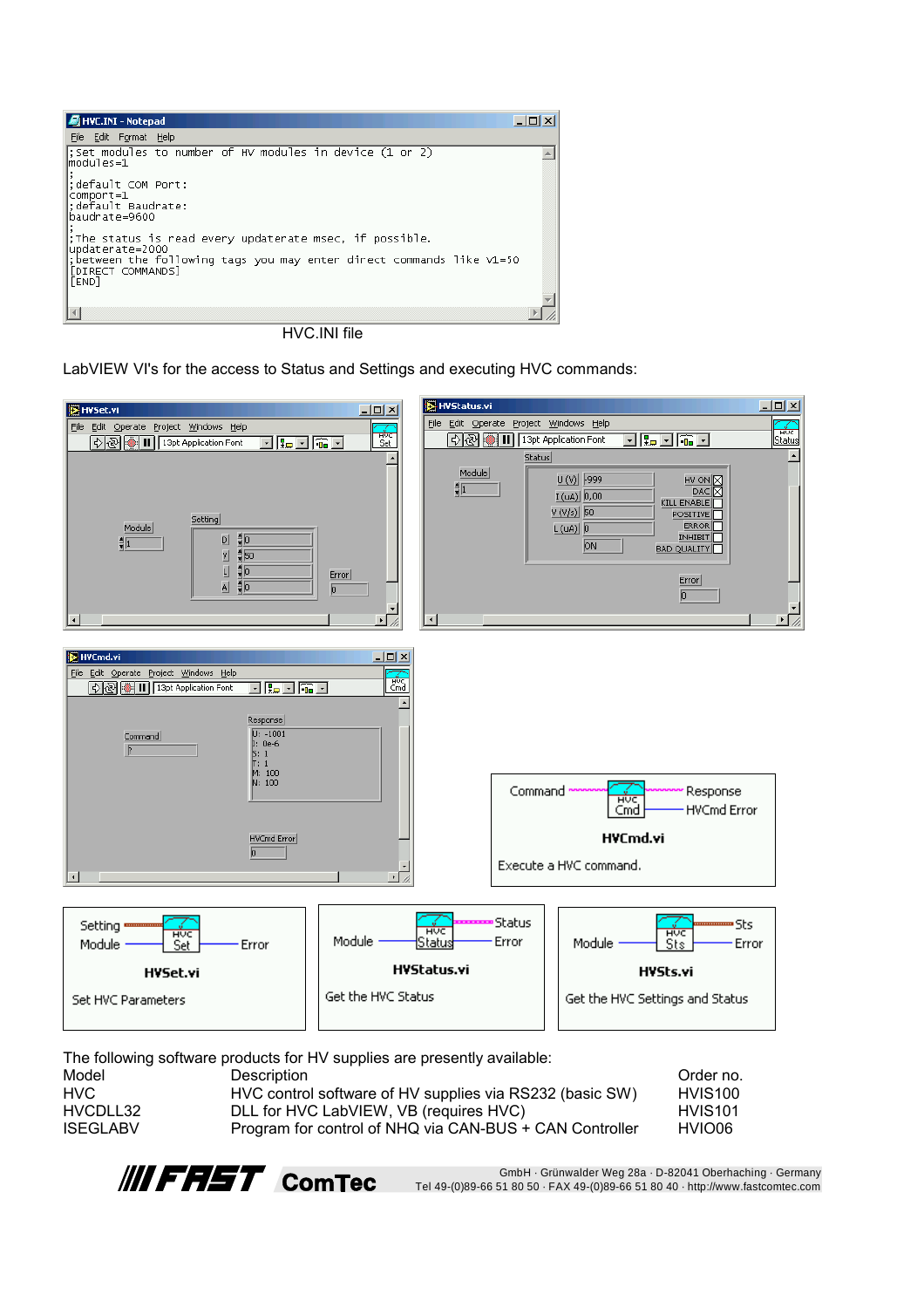```
;Set modules to number of HV modules in device (1 or 2)
modules=1
;
;default COM Port:
comport=1
;default Baudrate:
baudrate=9600
;
;The status is read every updaterate msec, if possible.
updaterate=2000
;between the following tags you may enter direct commands like v1=50
[DIRECT COMMANDS]
[END]
```

HVC.INI file

LabVIEW VI's for the access to Status and Settings and executing HVC commands:

HVSet.vi

HVStatus.vi

HVCmd.vi

Command — HVC Cmd — Response, HVCmd Error

**HVCmd.vi**

Execute a HVC command.

Setting, Module — HVC Set — Error

**HVSet.vi**

Set HVC Parameters

Module — HVC Status — Status, Error

**HVStatus.vi**

Get the HVC Status

Module — HVC Sts — Sts, Error

**HVSts.vi**

Get the HVC Settings and Status

The following software products for HV supplies are presently available:

| Model | Description | Order no. |
|---|---|---|
| HVC | HVC control software of HV supplies via RS232 (basic SW) | HVIS100 |
| HVCDLL32 | DLL for HVC LabVIEW, VB (requires HVC) | HVIS101 |
| ISEGLABV | Program for control of NHQ via CAN-BUS + CAN Controller | HVIO06 |

FAST ComTec GmbH · Grünwalder Weg 28a · D-82041 Oberhaching · Germany
Tel 49-(0)89-66 51 80 50 · FAX 49-(0)89-66 51 80 40 · http://www.fastcomtec.com